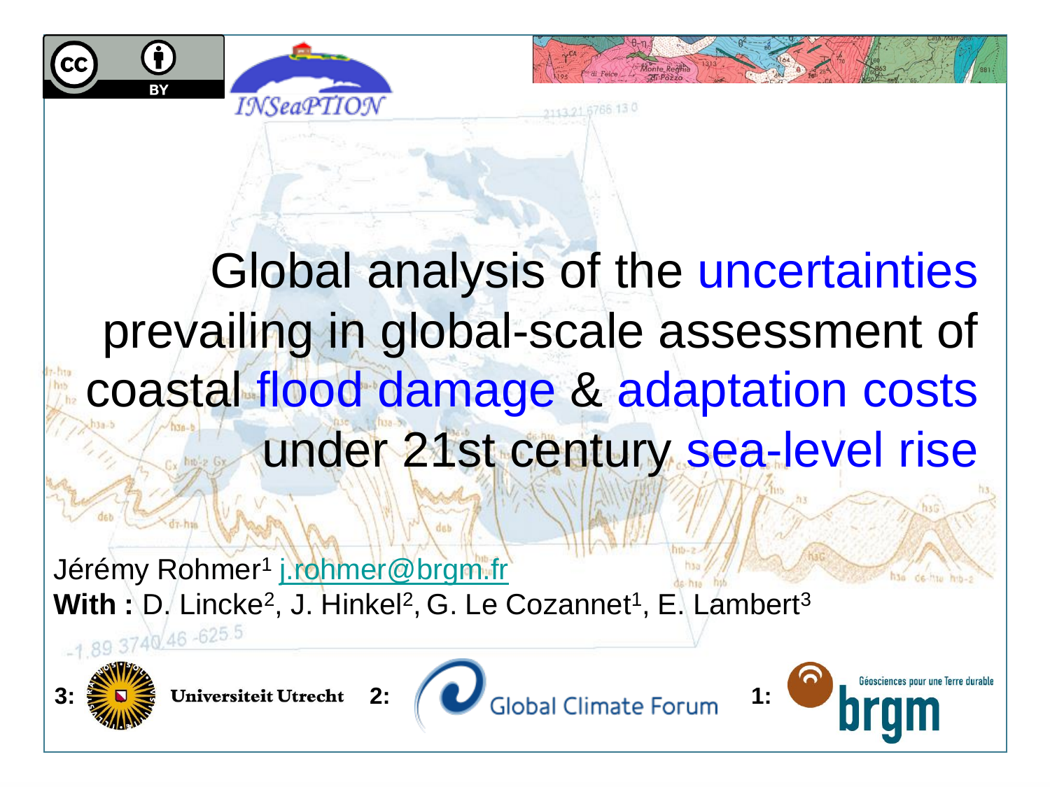# Global analysis of the uncertainties prevailing in global-scale assessment of coastal flood damage & adaptation costs under 21st century sea-level rise

Jérémy Rohmer[1] j.rohmer@brgm.fr

**With :** D. Lincke[2], J. Hinkel[2], G. Le Cozannet[1], E. Lambert[3]

3: Universiteit Utrecht 2: Global Climate Forum 1: brgm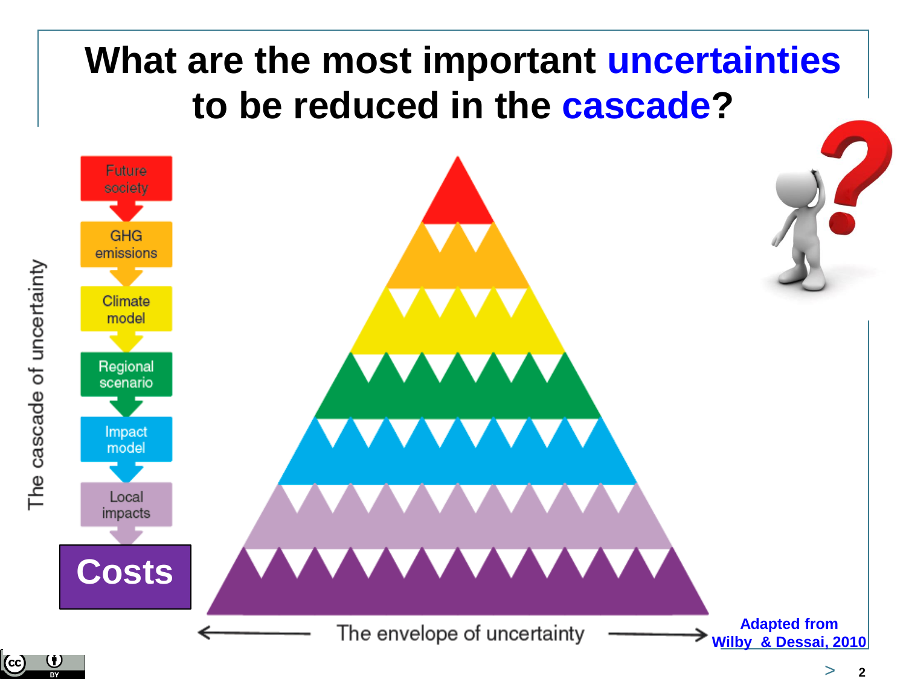# What are the most important uncertainties to be reduced in the cascade?

The cascade of uncertainty

- Future society
- GHG emissions
- Climate model
- Regional scenario
- Impact model
- Local impacts
- **Costs**

The envelope of uncertainty

**Adapted from Wilby & Dessai, 2010**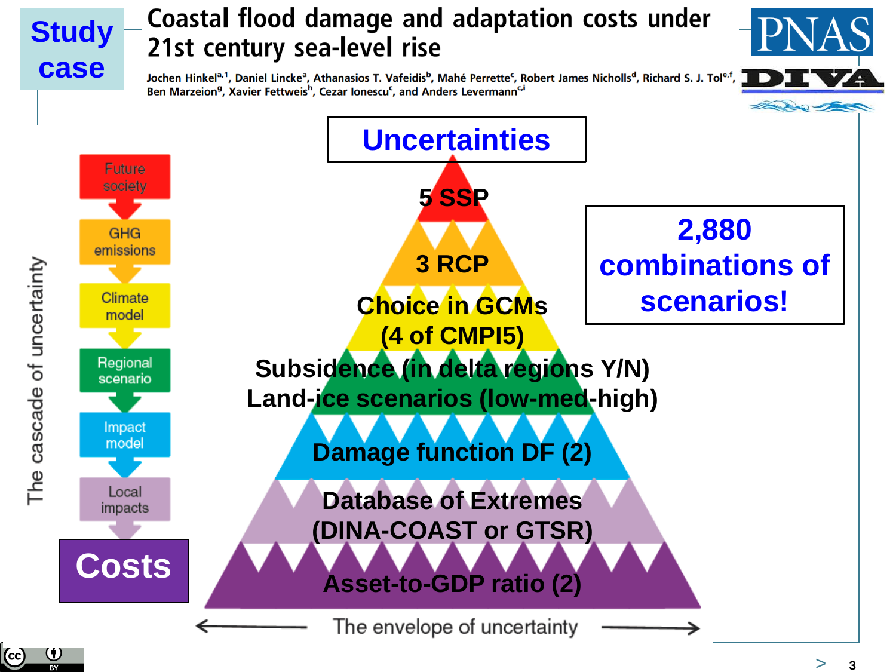# Study case

## Coastal flood damage and adaptation costs under 21st century sea-level rise

Jochen Hinkel[a,1], Daniel Lincke[a], Athanasios T. Vafeidis[b], Mahé Perrette[c], Robert James Nicholls[d], Richard S. J. Tol[e,f], Ben Marzeion[g], Xavier Fettweis[h], Cezar Ionescu[c], and Anders Levermann[c,i]

PNAS

DIVA

### Uncertainties

- 5 SSP
- 3 RCP
- Choice in GCMs (4 of CMPI5)
- Subsidence (in delta regions Y/N)
- Land-ice scenarios (low-med-high)
- Damage function DF (2)
- Database of Extremes (DINA-COAST or GTSR)
- Asset-to-GDP ratio (2)

**2,880 combinations of scenarios!**

The cascade of uncertainty:

- Future society
- GHG emissions
- Climate model
- Regional scenario
- Impact model
- Local impacts
- Costs

The envelope of uncertainty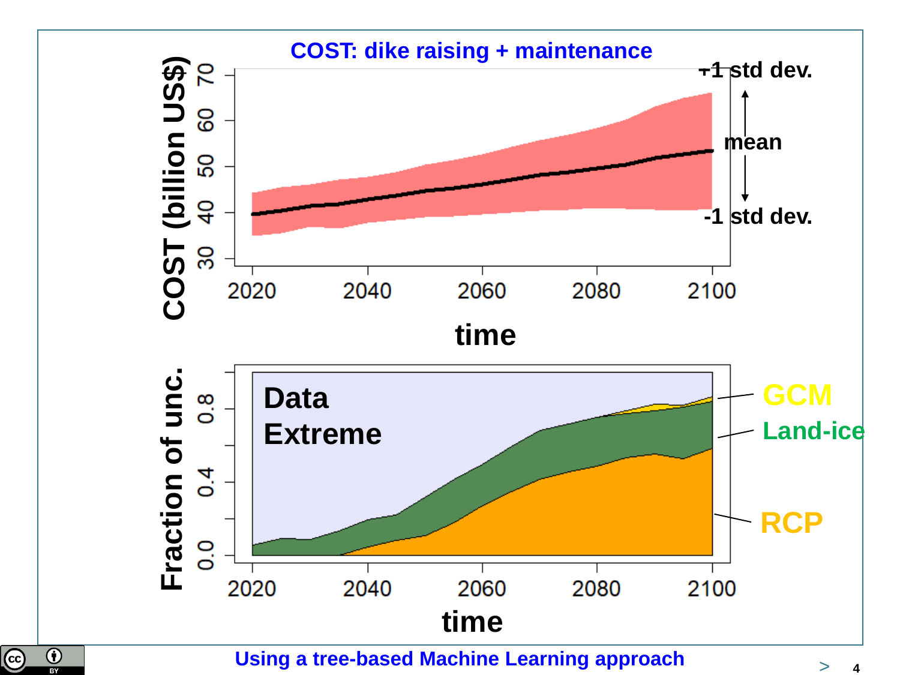COST: dike raising + maintenance

Using a tree-based Machine Learning approach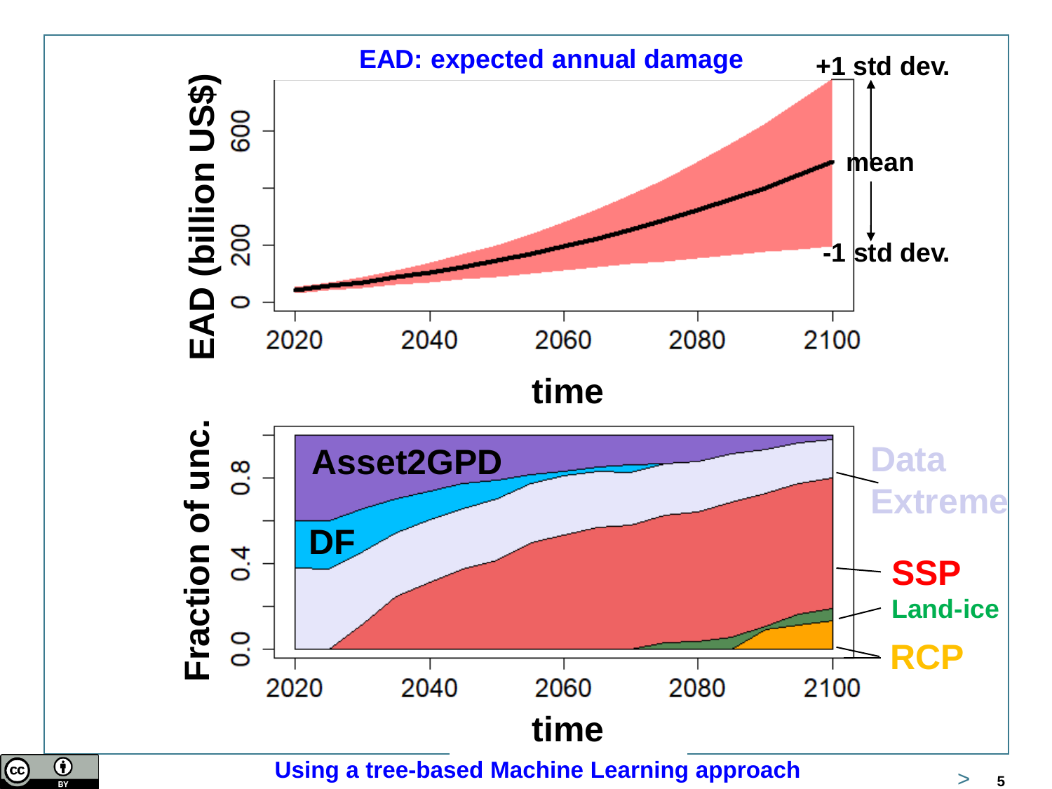EAD: expected annual damage

+1 std dev.

mean

-1 std dev.

EAD (billion US$)

0 200 600

2020 2040 2060 2080 2100

time

Fraction of unc.

0.0 0.4 0.8

Asset2GPD

DF

Data Extreme

SSP

Land-ice

RCP

2020 2040 2060 2080 2100

time

Using a tree-based Machine Learning approach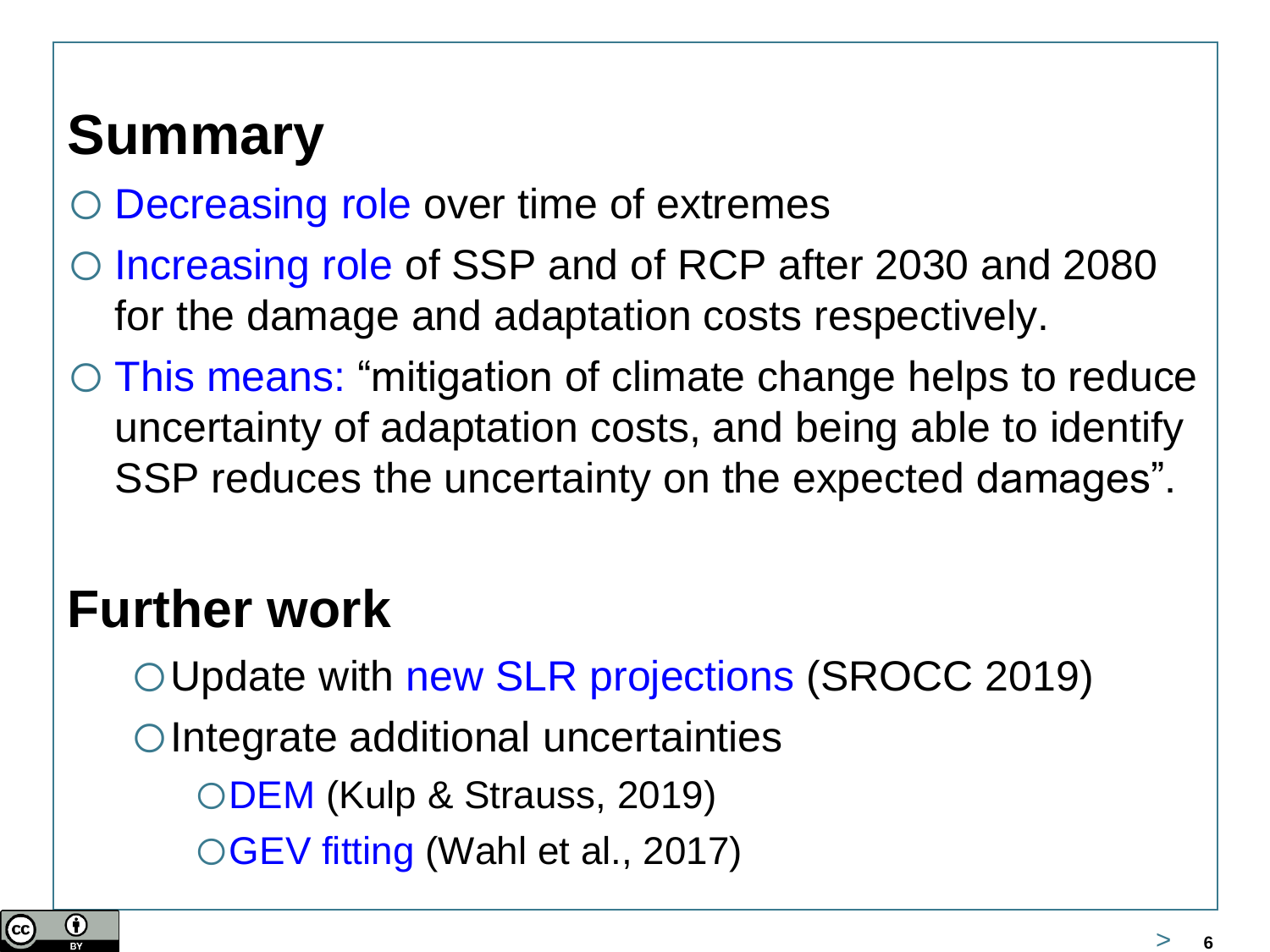# Summary

- Decreasing role over time of extremes
- Increasing role of SSP and of RCP after 2030 and 2080 for the damage and adaptation costs respectively.
- This means: “mitigation of climate change helps to reduce uncertainty of adaptation costs, and being able to identify SSP reduces the uncertainty on the expected damages”.

# Further work

- Update with new SLR projections (SROCC 2019)
- Integrate additional uncertainties
  - DEM (Kulp & Strauss, 2019)
  - GEV fitting (Wahl et al., 2017)